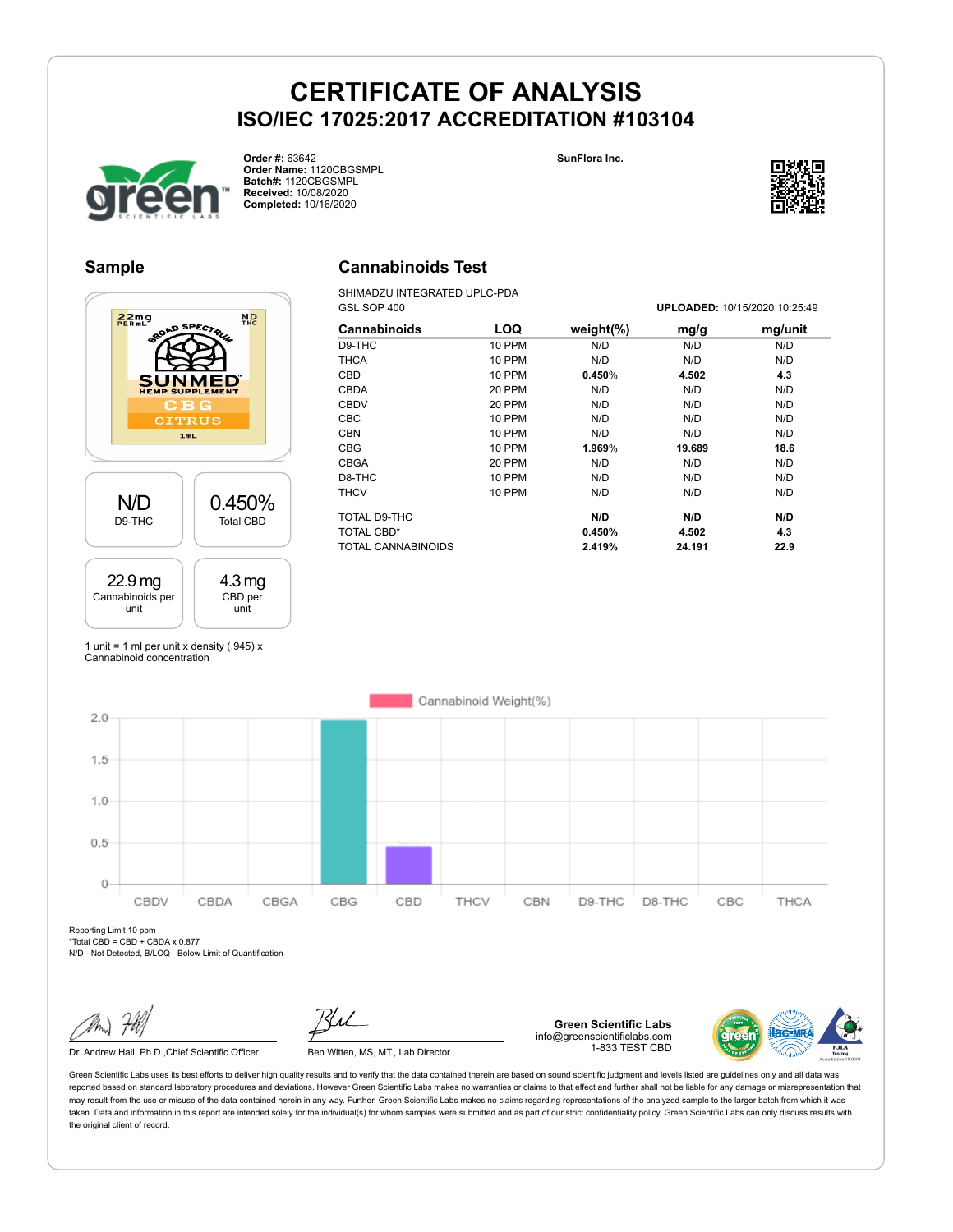# CERTIFICATE OF ANALYSIS
## ISO/IEC 17025:2017 ACCREDITATION #103104

**Order #:** 63642
**Order Name:** 1120CBGSMPL
**Batch#:** 1120CBGSMPL
**Received:** 10/08/2020
**Completed:** 10/16/2020

SunFlora Inc.

## Sample

22mg PER mL — BROAD SPECTRUM — ND THC — SUNMED HEMP SUPPLEMENT — CBG CITRUS — 1mL

| N/D | 0.450% |
|---|---|
| D9-THC | Total CBD |

| 22.9 mg | 4.3 mg |
|---|---|
| Cannabinoids per unit | CBD per unit |

1 unit = 1 ml per unit x density (.945) x Cannabinoid concentration

## Cannabinoids Test

SHIMADZU INTEGRATED UPLC-PDA
GSL SOP 400

**UPLOADED:** 10/15/2020 10:25:49

| Cannabinoids | LOQ | weight(%) | mg/g | mg/unit |
|---|---|---|---|---|
| D9-THC | 10 PPM | N/D | N/D | N/D |
| THCA | 10 PPM | N/D | N/D | N/D |
| CBD | 10 PPM | **0.450%** | **4.502** | **4.3** |
| CBDA | 20 PPM | N/D | N/D | N/D |
| CBDV | 20 PPM | N/D | N/D | N/D |
| CBC | 10 PPM | N/D | N/D | N/D |
| CBN | 10 PPM | N/D | N/D | N/D |
| CBG | 10 PPM | **1.969%** | **19.689** | **18.6** |
| CBGA | 20 PPM | N/D | N/D | N/D |
| D8-THC | 10 PPM | N/D | N/D | N/D |
| THCV | 10 PPM | N/D | N/D | N/D |
| TOTAL D9-THC | | **N/D** | **N/D** | **N/D** |
| TOTAL CBD* | | **0.450%** | **4.502** | **4.3** |
| TOTAL CANNABINOIDS | | **2.419%** | **24.191** | **22.9** |

Cannabinoid Weight(%)

| CBDV | CBDA | CBGA | CBG | CBD | THCV | CBN | D9-THC | D8-THC | CBC | THCA |
|---|---|---|---|---|---|---|---|---|---|---|
| 0 | 0 | 0 | 1.969 | 0.450 | 0 | 0 | 0 | 0 | 0 | 0 |

Reporting Limit 10 ppm
*Total CBD = CBD + CBDA x 0.877
N/D - Not Detected, B/LOQ - Below Limit of Quantification

Dr. Andrew Hall, Ph.D.,Chief Scientific Officer

Ben Witten, MS, MT., Lab Director

**Green Scientific Labs**
info@greenscientificlabs.com
1-833 TEST CBD

Green Scientific Labs uses its best efforts to deliver high quality results and to verify that the data contained therein are based on sound scientific judgment and levels listed are guidelines only and all data was reported based on standard laboratory procedures and deviations. However Green Scientific Labs makes no warranties or claims to that effect and further shall not be liable for any damage or misrepresentation that may result from the use or misuse of the data contained herein in any way. Further, Green Scientific Labs makes no claims regarding representations of the analyzed sample to the larger batch from which it was taken. Data and information in this report are intended solely for the individual(s) for whom samples were submitted and as part of our strict confidentiality policy, Green Scientific Labs can only discuss results with the original client of record.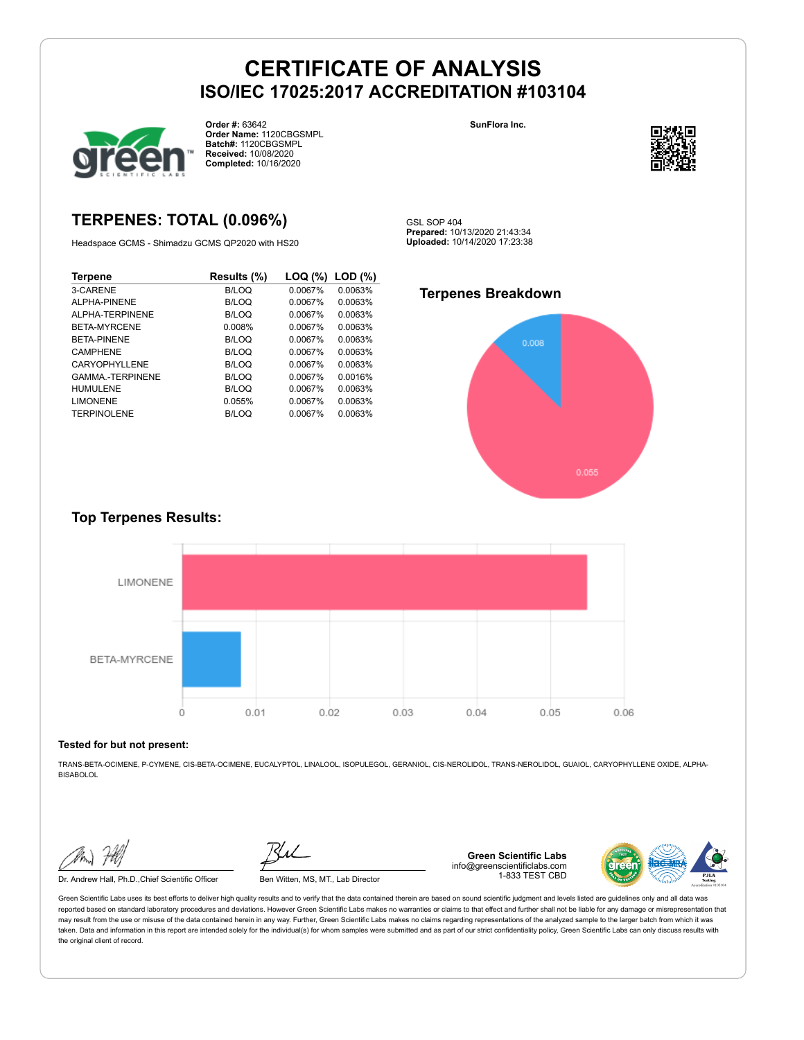# CERTIFICATE OF ANALYSIS
## ISO/IEC 17025:2017 ACCREDITATION #103104

**Order #:** 63642
**Order Name:** 1120CBGSMPL
**Batch#:** 1120CBGSMPL
**Received:** 10/08/2020
**Completed:** 10/16/2020

**SunFlora Inc.**

## TERPENES: TOTAL (0.096%)

Headspace GCMS - Shimadzu GCMS QP2020 with HS20

GSL SOP 404
**Prepared:** 10/13/2020 21:43:34
**Uploaded:** 10/14/2020 17:23:38

| Terpene | Results (%) | LOQ (%) | LOD (%) |
|---|---|---|---|
| 3-CARENE | B/LOQ | 0.0067% | 0.0063% |
| ALPHA-PINENE | B/LOQ | 0.0067% | 0.0063% |
| ALPHA-TERPINENE | B/LOQ | 0.0067% | 0.0063% |
| BETA-MYRCENE | 0.008% | 0.0067% | 0.0063% |
| BETA-PINENE | B/LOQ | 0.0067% | 0.0063% |
| CAMPHENE | B/LOQ | 0.0067% | 0.0063% |
| CARYOPHYLLENE | B/LOQ | 0.0067% | 0.0063% |
| GAMMA.-TERPINENE | B/LOQ | 0.0067% | 0.0016% |
| HUMULENE | B/LOQ | 0.0067% | 0.0063% |
| LIMONENE | 0.055% | 0.0067% | 0.0063% |
| TERPINOLENE | B/LOQ | 0.0067% | 0.0063% |

### Terpenes Breakdown

0.008
0.055

### Top Terpenes Results:

LIMONENE
BETA-MYRCENE

0 0.01 0.02 0.03 0.04 0.05 0.06

**Tested for but not present:**

TRANS-BETA-OCIMENE, P-CYMENE, CIS-BETA-OCIMENE, EUCALYPTOL, LINALOOL, ISOPULEGOL, GERANIOL, CIS-NEROLIDOL, TRANS-NEROLIDOL, GUAIOL, CARYOPHYLLENE OXIDE, ALPHA-BISABOLOL

Dr. Andrew Hall, Ph.D.,Chief Scientific Officer

Ben Witten, MS, MT., Lab Director

**Green Scientific Labs**
info@greenscientificlabs.com
1-833 TEST CBD

Green Scientific Labs uses its best efforts to deliver high quality results and to verify that the data contained therein are based on sound scientific judgment and levels listed are guidelines only and all data was reported based on standard laboratory procedures and deviations. However Green Scientific Labs makes no warranties or claims to that effect and further shall not be liable for any damage or misrepresentation that may result from the use or misuse of the data contained herein in any way. Further, Green Scientific Labs makes no claims regarding representations of the analyzed sample to the larger batch from which it was taken. Data and information in this report are intended solely for the individual(s) for whom samples were submitted and as part of our strict confidentiality policy, Green Scientific Labs can only discuss results with the original client of record.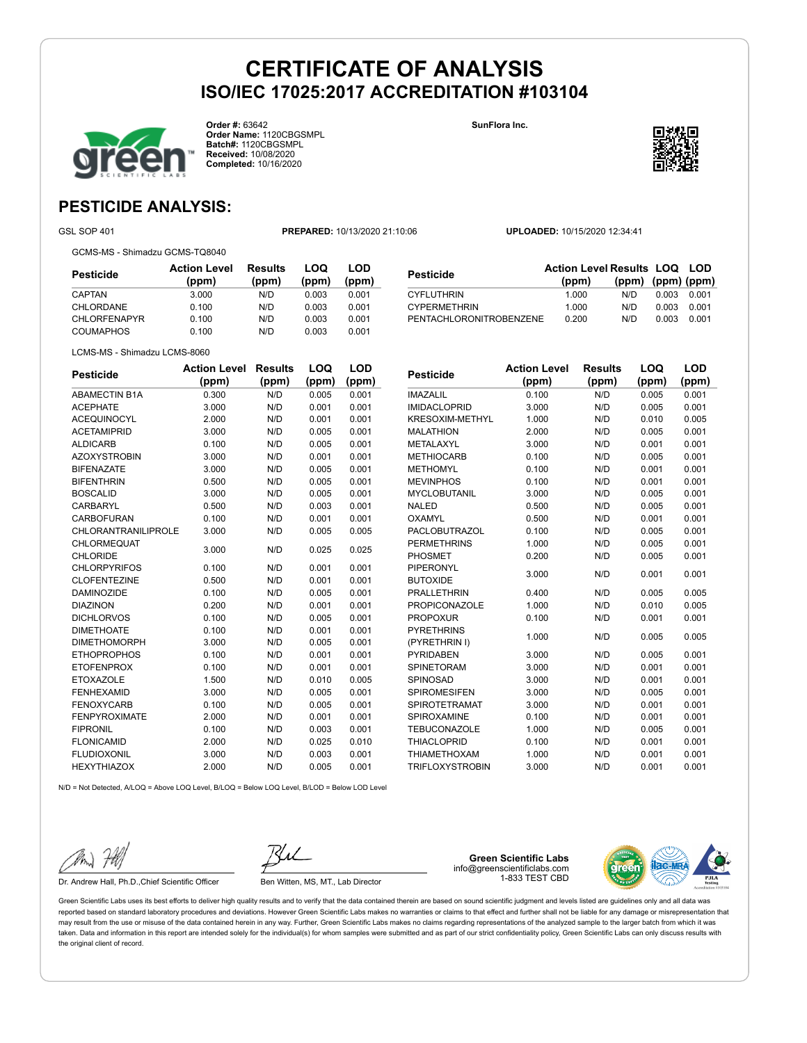# CERTIFICATE OF ANALYSIS

## ISO/IEC 17025:2017 ACCREDITATION #103104

**Order #:** 63642
**Order Name:** 1120CBGSMPL
**Batch#:** 1120CBGSMPL
**Received:** 10/08/2020
**Completed:** 10/16/2020

**SunFlora Inc.**

## PESTICIDE ANALYSIS:

GSL SOP 401 **PREPARED:** 10/13/2020 21:10:06 **UPLOADED:** 10/15/2020 12:34:41

GCMS-MS - Shimadzu GCMS-TQ8040

| Pesticide | Action Level (ppm) | Results (ppm) | LOQ (ppm) | LOD (ppm) |
|---|---|---|---|---|
| CAPTAN | 3.000 | N/D | 0.003 | 0.001 |
| CHLORDANE | 0.100 | N/D | 0.003 | 0.001 |
| CHLORFENAPYR | 0.100 | N/D | 0.003 | 0.001 |
| COUMAPHOS | 0.100 | N/D | 0.003 | 0.001 |
| CYFLUTHRIN | 1.000 | N/D | 0.003 | 0.001 |
| CYPERMETHRIN | 1.000 | N/D | 0.003 | 0.001 |
| PENTACHLORONITROBENZENE | 0.200 | N/D | 0.003 | 0.001 |

LCMS-MS - Shimadzu LCMS-8060

| Pesticide | Action Level (ppm) | Results (ppm) | LOQ (ppm) | LOD (ppm) |
|---|---|---|---|---|
| ABAMECTIN B1A | 0.300 | N/D | 0.005 | 0.001 |
| ACEPHATE | 3.000 | N/D | 0.001 | 0.001 |
| ACEQUINOCYL | 2.000 | N/D | 0.001 | 0.001 |
| ACETAMIPRID | 3.000 | N/D | 0.005 | 0.001 |
| ALDICARB | 0.100 | N/D | 0.005 | 0.001 |
| AZOXYSTROBIN | 3.000 | N/D | 0.001 | 0.001 |
| BIFENAZATE | 3.000 | N/D | 0.005 | 0.001 |
| BIFENTHRIN | 0.500 | N/D | 0.005 | 0.001 |
| BOSCALID | 3.000 | N/D | 0.005 | 0.001 |
| CARBARYL | 0.500 | N/D | 0.003 | 0.001 |
| CARBOFURAN | 0.100 | N/D | 0.001 | 0.001 |
| CHLORANTRANILIPROLE | 3.000 | N/D | 0.005 | 0.005 |
| CHLORMEQUAT CHLORIDE | 3.000 | N/D | 0.025 | 0.025 |
| CHLORPYRIFOS | 0.100 | N/D | 0.001 | 0.001 |
| CLOFENTEZINE | 0.500 | N/D | 0.001 | 0.001 |
| DAMINOZIDE | 0.100 | N/D | 0.005 | 0.001 |
| DIAZINON | 0.200 | N/D | 0.001 | 0.001 |
| DICHLORVOS | 0.100 | N/D | 0.005 | 0.001 |
| DIMETHOATE | 0.100 | N/D | 0.001 | 0.001 |
| DIMETHOMORPH | 3.000 | N/D | 0.005 | 0.001 |
| ETHOPROPHOS | 0.100 | N/D | 0.001 | 0.001 |
| ETOFENPROX | 0.100 | N/D | 0.001 | 0.001 |
| ETOXAZOLE | 1.500 | N/D | 0.010 | 0.005 |
| FENHEXAMID | 3.000 | N/D | 0.005 | 0.001 |
| FENOXYCARB | 0.100 | N/D | 0.005 | 0.001 |
| FENPYROXIMATE | 2.000 | N/D | 0.001 | 0.001 |
| FIPRONIL | 0.100 | N/D | 0.003 | 0.001 |
| FLONICAMID | 2.000 | N/D | 0.025 | 0.010 |
| FLUDIOXONIL | 3.000 | N/D | 0.003 | 0.001 |
| HEXYTHIAZOX | 2.000 | N/D | 0.005 | 0.001 |
| IMAZALIL | 0.100 | N/D | 0.005 | 0.001 |
| IMIDACLOPRID | 3.000 | N/D | 0.005 | 0.001 |
| KRESOXIM-METHYL | 1.000 | N/D | 0.010 | 0.005 |
| MALATHION | 2.000 | N/D | 0.005 | 0.001 |
| METALAXYL | 3.000 | N/D | 0.001 | 0.001 |
| METHIOCARB | 0.100 | N/D | 0.005 | 0.001 |
| METHOMYL | 0.100 | N/D | 0.001 | 0.001 |
| MEVINPHOS | 0.100 | N/D | 0.001 | 0.001 |
| MYCLOBUTANIL | 3.000 | N/D | 0.005 | 0.001 |
| NALED | 0.500 | N/D | 0.005 | 0.001 |
| OXAMYL | 0.500 | N/D | 0.001 | 0.001 |
| PACLOBUTRAZOL | 0.100 | N/D | 0.005 | 0.001 |
| PERMETHRINS | 1.000 | N/D | 0.005 | 0.001 |
| PHOSMET | 0.200 | N/D | 0.005 | 0.001 |
| PIPERONYL BUTOXIDE | 3.000 | N/D | 0.001 | 0.001 |
| PRALLETHRIN | 0.400 | N/D | 0.005 | 0.005 |
| PROPICONAZOLE | 1.000 | N/D | 0.010 | 0.005 |
| PROPOXUR | 0.100 | N/D | 0.001 | 0.001 |
| PYRETHRINS (PYRETHRIN I) | 1.000 | N/D | 0.005 | 0.005 |
| PYRIDABEN | 3.000 | N/D | 0.005 | 0.001 |
| SPINETORAM | 3.000 | N/D | 0.001 | 0.001 |
| SPINOSAD | 3.000 | N/D | 0.001 | 0.001 |
| SPIROMESIFEN | 3.000 | N/D | 0.005 | 0.001 |
| SPIROTETRAMAT | 3.000 | N/D | 0.001 | 0.001 |
| SPIROXAMINE | 0.100 | N/D | 0.001 | 0.001 |
| TEBUCONAZOLE | 1.000 | N/D | 0.005 | 0.001 |
| THIACLOPRID | 0.100 | N/D | 0.001 | 0.001 |
| THIAMETHOXAM | 1.000 | N/D | 0.001 | 0.001 |
| TRIFLOXYSTROBIN | 3.000 | N/D | 0.001 | 0.001 |

N/D = Not Detected, A/LOQ = Above LOQ Level, B/LOQ = Below LOQ Level, B/LOD = Below LOD Level

Dr. Andrew Hall, Ph.D.,Chief Scientific Officer

Ben Witten, MS, MT., Lab Director

**Green Scientific Labs**
info@greenscientificlabs.com
1-833 TEST CBD

Green Scientific Labs uses its best efforts to deliver high quality results and to verify that the data contained therein are based on sound scientific judgment and levels listed are guidelines only and all data was reported based on standard laboratory procedures and deviations. However Green Scientific Labs makes no warranties or claims to that effect and further shall not be liable for any damage or misrepresentation that may result from the use or misuse of the data contained herein in any way. Further, Green Scientific Labs makes no claims regarding representations of the analyzed sample to the larger batch from which it was taken. Data and information in this report are intended solely for the individual(s) for whom samples were submitted and as part of our strict confidentiality policy, Green Scientific Labs can only discuss results with the original client of record.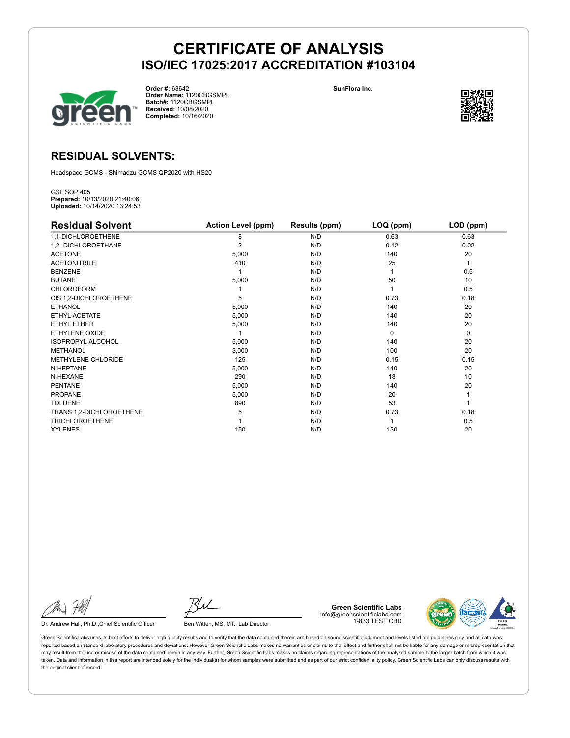# CERTIFICATE OF ANALYSIS

## ISO/IEC 17025:2017 ACCREDITATION #103104

**Order #:** 63642
**Order Name:** 1120CBGSMPL
**Batch#:** 1120CBGSMPL
**Received:** 10/08/2020
**Completed:** 10/16/2020

**SunFlora Inc.**

## RESIDUAL SOLVENTS:

Headspace GCMS - Shimadzu GCMS QP2020 with HS20

GSL SOP 405
**Prepared:** 10/13/2020 21:40:06
**Uploaded:** 10/14/2020 13:24:53

| Residual Solvent | Action Level (ppm) | Results (ppm) | LOQ (ppm) | LOD (ppm) |
|---|---|---|---|---|
| 1,1-DICHLOROETHENE | 8 | N/D | 0.63 | 0.63 |
| 1,2- DICHLOROETHANE | 2 | N/D | 0.12 | 0.02 |
| ACETONE | 5,000 | N/D | 140 | 20 |
| ACETONITRILE | 410 | N/D | 25 | 1 |
| BENZENE | 1 | N/D | 1 | 0.5 |
| BUTANE | 5,000 | N/D | 50 | 10 |
| CHLOROFORM | 1 | N/D | 1 | 0.5 |
| CIS 1,2-DICHLOROETHENE | 5 | N/D | 0.73 | 0.18 |
| ETHANOL | 5,000 | N/D | 140 | 20 |
| ETHYL ACETATE | 5,000 | N/D | 140 | 20 |
| ETHYL ETHER | 5,000 | N/D | 140 | 20 |
| ETHYLENE OXIDE | 1 | N/D | 0 | 0 |
| ISOPROPYL ALCOHOL | 5,000 | N/D | 140 | 20 |
| METHANOL | 3,000 | N/D | 100 | 20 |
| METHYLENE CHLORIDE | 125 | N/D | 0.15 | 0.15 |
| N-HEPTANE | 5,000 | N/D | 140 | 20 |
| N-HEXANE | 290 | N/D | 18 | 10 |
| PENTANE | 5,000 | N/D | 140 | 20 |
| PROPANE | 5,000 | N/D | 20 | 1 |
| TOLUENE | 890 | N/D | 53 | 1 |
| TRANS 1,2-DICHLOROETHENE | 5 | N/D | 0.73 | 0.18 |
| TRICHLOROETHENE | 1 | N/D | 1 | 0.5 |
| XYLENES | 150 | N/D | 130 | 20 |

Dr. Andrew Hall, Ph.D.,Chief Scientific Officer

Ben Witten, MS, MT., Lab Director

**Green Scientific Labs**
info@greenscientificlabs.com
1-833 TEST CBD

Green Scientific Labs uses its best efforts to deliver high quality results and to verify that the data contained therein are based on sound scientific judgment and levels listed are guidelines only and all data was reported based on standard laboratory procedures and deviations. However Green Scientific Labs makes no warranties or claims to that effect and further shall not be liable for any damage or misrepresentation that may result from the use or misuse of the data contained herein in any way. Further, Green Scientific Labs makes no claims regarding representations of the analyzed sample to the larger batch from which it was taken. Data and information in this report are intended solely for the individual(s) for whom samples were submitted and as part of our strict confidentiality policy, Green Scientific Labs can only discuss results with the original client of record.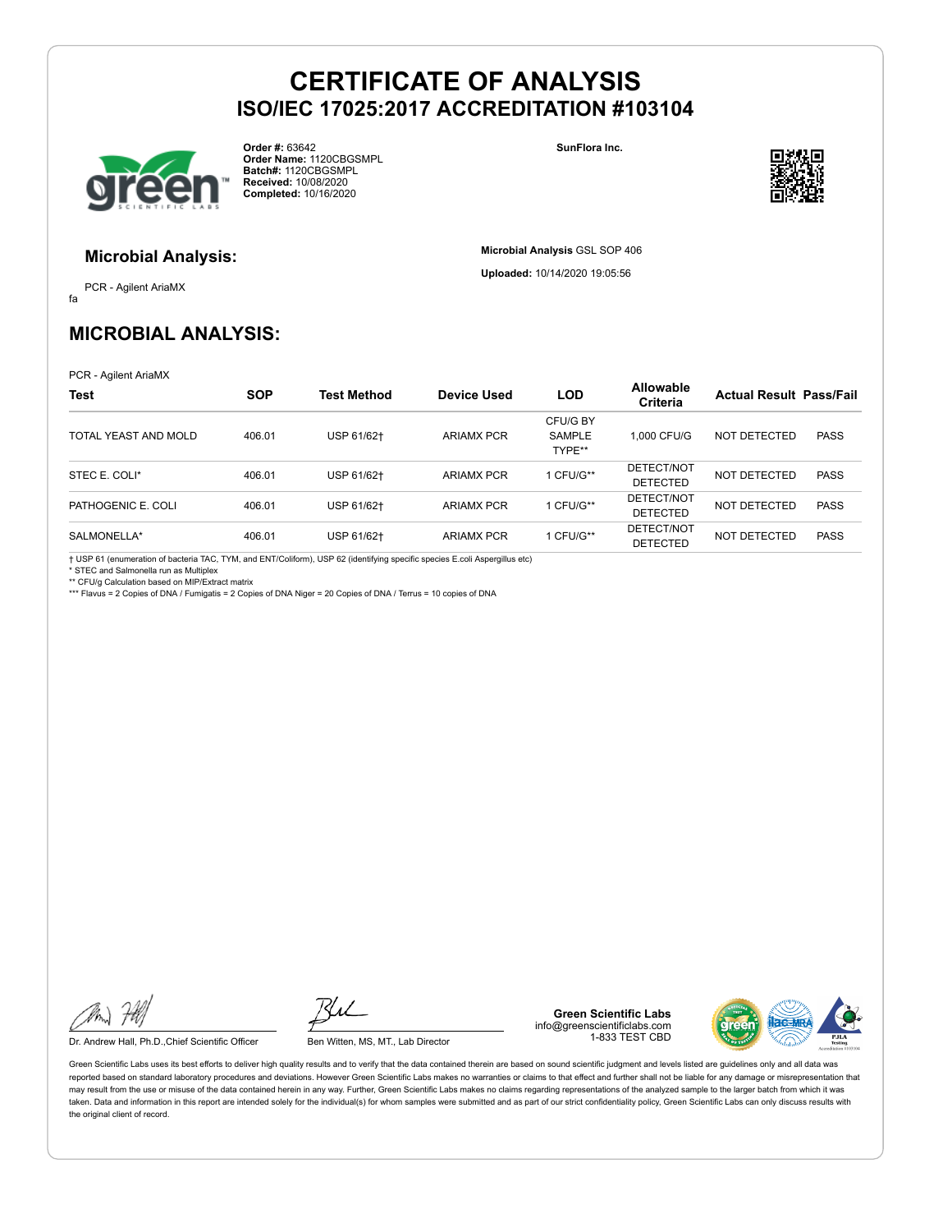# CERTIFICATE OF ANALYSIS
## ISO/IEC 17025:2017 ACCREDITATION #103104

**Order #:** 63642
**Order Name:** 1120CBGSMPL
**Batch#:** 1120CBGSMPL
**Received:** 10/08/2020
**Completed:** 10/16/2020

**SunFlora Inc.**

### Microbial Analysis:

PCR - Agilent AriaMX

fa

**Microbial Analysis** GSL SOP 406

**Uploaded:** 10/14/2020 19:05:56

## MICROBIAL ANALYSIS:

PCR - Agilent AriaMX

| Test | SOP | Test Method | Device Used | LOD | Allowable Criteria | Actual Result | Pass/Fail |
|---|---|---|---|---|---|---|---|
| TOTAL YEAST AND MOLD | 406.01 | USP 61/62† | ARIAMX PCR | CFU/G BY SAMPLE TYPE** | 1,000 CFU/G | NOT DETECTED | PASS |
| STEC E. COLI* | 406.01 | USP 61/62† | ARIAMX PCR | 1 CFU/G** | DETECT/NOT DETECTED | NOT DETECTED | PASS |
| PATHOGENIC E. COLI | 406.01 | USP 61/62† | ARIAMX PCR | 1 CFU/G** | DETECT/NOT DETECTED | NOT DETECTED | PASS |
| SALMONELLA* | 406.01 | USP 61/62† | ARIAMX PCR | 1 CFU/G** | DETECT/NOT DETECTED | NOT DETECTED | PASS |

† USP 61 (enumeration of bacteria TAC, TYM, and ENT/Coliform), USP 62 (identifying specific species E.coli Aspergillus etc)
* STEC and Salmonella run as Multiplex
** CFU/g Calculation based on MIP/Extract matrix
*** Flavus = 2 Copies of DNA / Fumigatis = 2 Copies of DNA Niger = 20 Copies of DNA / Terrus = 10 copies of DNA

Dr. Andrew Hall, Ph.D.,Chief Scientific Officer

Ben Witten, MS, MT., Lab Director

**Green Scientific Labs**
info@greenscientificlabs.com
1-833 TEST CBD

Green Scientific Labs uses its best efforts to deliver high quality results and to verify that the data contained therein are based on sound scientific judgment and levels listed are guidelines only and all data was reported based on standard laboratory procedures and deviations. However Green Scientific Labs makes no warranties or claims to that effect and further shall not be liable for any damage or misrepresentation that may result from the use or misuse of the data contained herein in any way. Further, Green Scientific Labs makes no claims regarding representations of the analyzed sample to the larger batch from which it was taken. Data and information in this report are intended solely for the individual(s) for whom samples were submitted and as part of our strict confidentiality policy, Green Scientific Labs can only discuss results with the original client of record.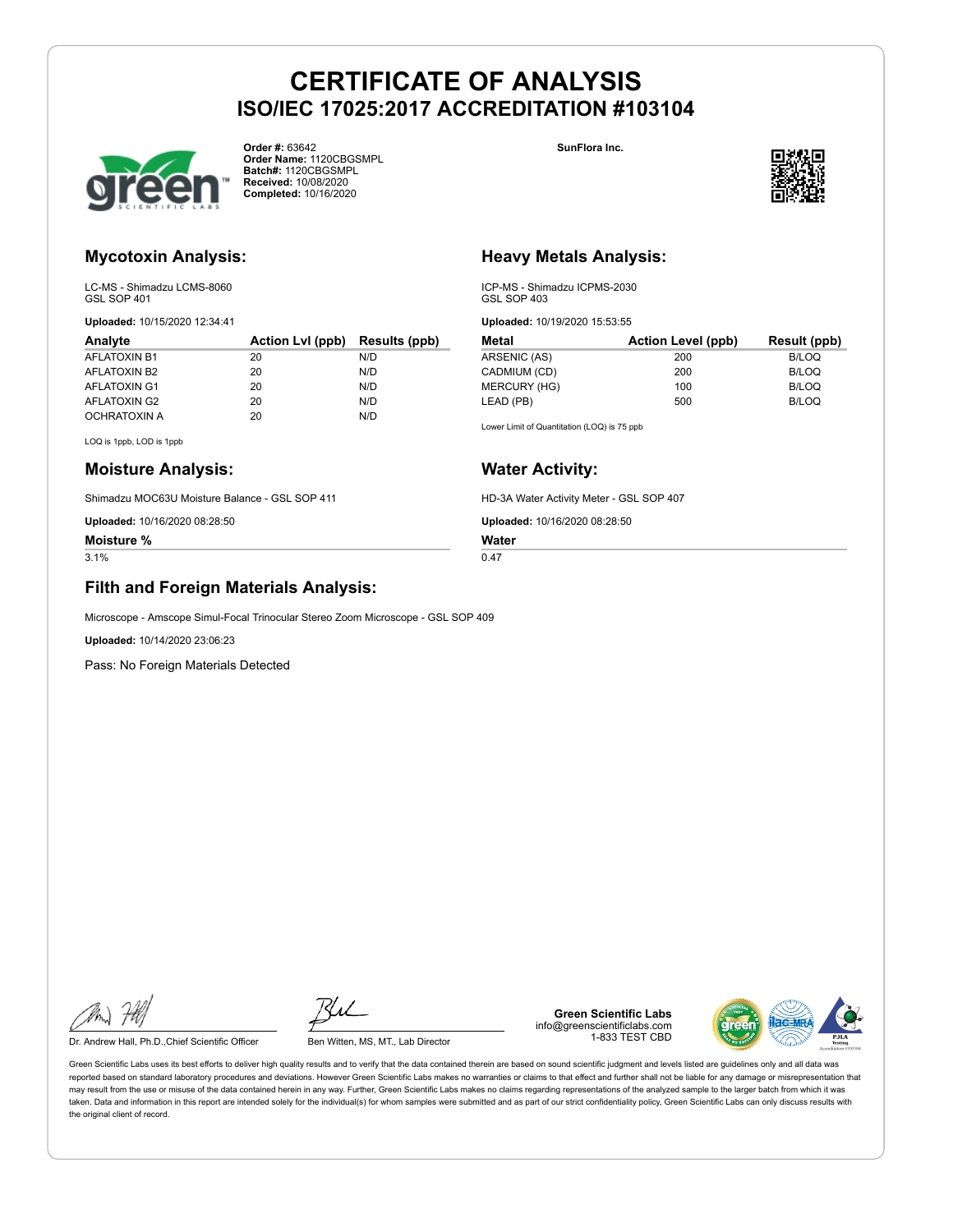# CERTIFICATE OF ANALYSIS
## ISO/IEC 17025:2017 ACCREDITATION #103104

**Order #:** 63642
**Order Name:** 1120CBGSMPL
**Batch#:** 1120CBGSMPL
**Received:** 10/08/2020
**Completed:** 10/16/2020

**SunFlora Inc.**

## Mycotoxin Analysis:

LC-MS - Shimadzu LCMS-8060
GSL SOP 401

**Uploaded:** 10/15/2020 12:34:41

| Analyte | Action Lvl (ppb) | Results (ppb) |
|---|---|---|
| AFLATOXIN B1 | 20 | N/D |
| AFLATOXIN B2 | 20 | N/D |
| AFLATOXIN G1 | 20 | N/D |
| AFLATOXIN G2 | 20 | N/D |
| OCHRATOXIN A | 20 | N/D |

LOQ is 1ppb, LOD is 1ppb

## Heavy Metals Analysis:

ICP-MS - Shimadzu ICPMS-2030
GSL SOP 403

**Uploaded:** 10/19/2020 15:53:55

| Metal | Action Level (ppb) | Result (ppb) |
|---|---|---|
| ARSENIC (AS) | 200 | B/LOQ |
| CADMIUM (CD) | 200 | B/LOQ |
| MERCURY (HG) | 100 | B/LOQ |
| LEAD (PB) | 500 | B/LOQ |

Lower Limit of Quantitation (LOQ) is 75 ppb

## Moisture Analysis:

Shimadzu MOC63U Moisture Balance - GSL SOP 411

**Uploaded:** 10/16/2020 08:28:50

| Moisture % |
|---|
| 3.1% |

## Water Activity:

HD-3A Water Activity Meter - GSL SOP 407

**Uploaded:** 10/16/2020 08:28:50

| Water |
|---|
| 0.47 |

## Filth and Foreign Materials Analysis:

Microscope - Amscope Simul-Focal Trinocular Stereo Zoom Microscope - GSL SOP 409

**Uploaded:** 10/14/2020 23:06:23

Pass: No Foreign Materials Detected

Dr. Andrew Hall, Ph.D.,Chief Scientific Officer

Ben Witten, MS, MT., Lab Director

**Green Scientific Labs**
info@greenscientificlabs.com
1-833 TEST CBD

Green Scientific Labs uses its best efforts to deliver high quality results and to verify that the data contained therein are based on sound scientific judgment and levels listed are guidelines only and all data was reported based on standard laboratory procedures and deviations. However Green Scientific Labs makes no warranties or claims to that effect and further shall not be liable for any damage or misrepresentation that may result from the use or misuse of the data contained herein in any way. Further, Green Scientific Labs makes no claims regarding representations of the analyzed sample to the larger batch from which it was taken. Data and information in this report are intended solely for the individual(s) for whom samples were submitted and as part of our strict confidentiality policy, Green Scientific Labs can only discuss results with the original client of record.